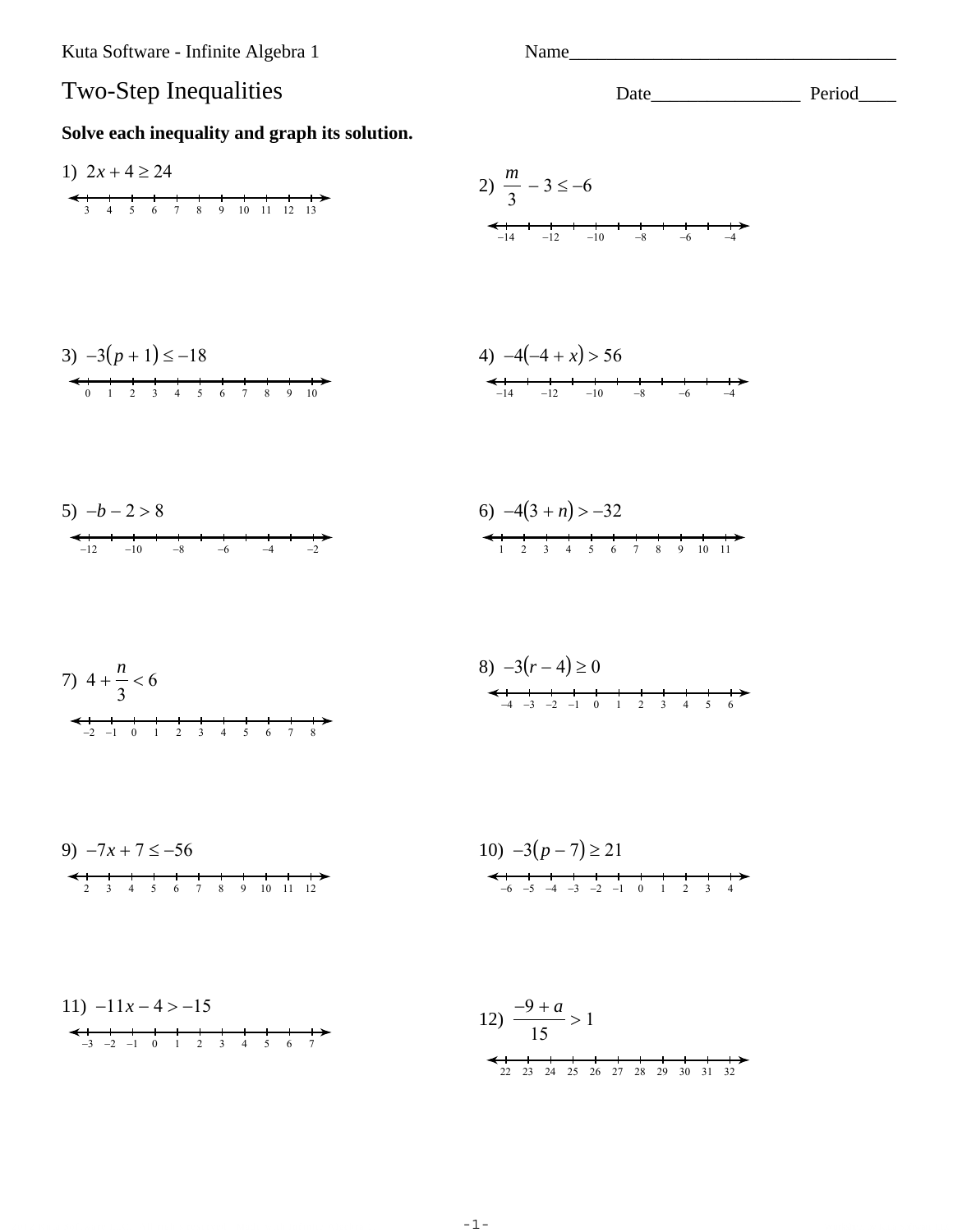Kuta Software - Infinite Algebra 1

Name___________________________________

# Two-Step Inequalities

Date________________ Period____

**Solve each inequality and graph its solution.**

1) $2x + 4 \geq 24$

3 4 5 6 7 8 9 10 11 12 13

2) $\frac{m}{3} - 3 \leq -6$

−14 −12 −10 −8 −6 −4

3) $-3(p + 1) \leq -18$

0 1 2 3 4 5 6 7 8 9 10

4) $-4(-4 + x) > 56$

−14 −12 −10 −8 −6 −4

5) $-b - 2 > 8$

−12 −10 −8 −6 −4 −2

6) $-4(3 + n) > -32$

1 2 3 4 5 6 7 8 9 10 11

7) $4 + \frac{n}{3} < 6$

−2 −1 0 1 2 3 4 5 6 7 8

8) $-3(r - 4) \geq 0$

−4 −3 −2 −1 0 1 2 3 4 5 6

9) $-7x + 7 \leq -56$

2 3 4 5 6 7 8 9 10 11 12

10) $-3(p - 7) \geq 21$

−6 −5 −4 −3 −2 −1 0 1 2 3 4

11) $-11x - 4 > -15$

−3 −2 −1 0 1 2 3 4 5 6 7

12) $\frac{-9 + a}{15} > 1$

22 23 24 25 26 27 28 29 30 31 32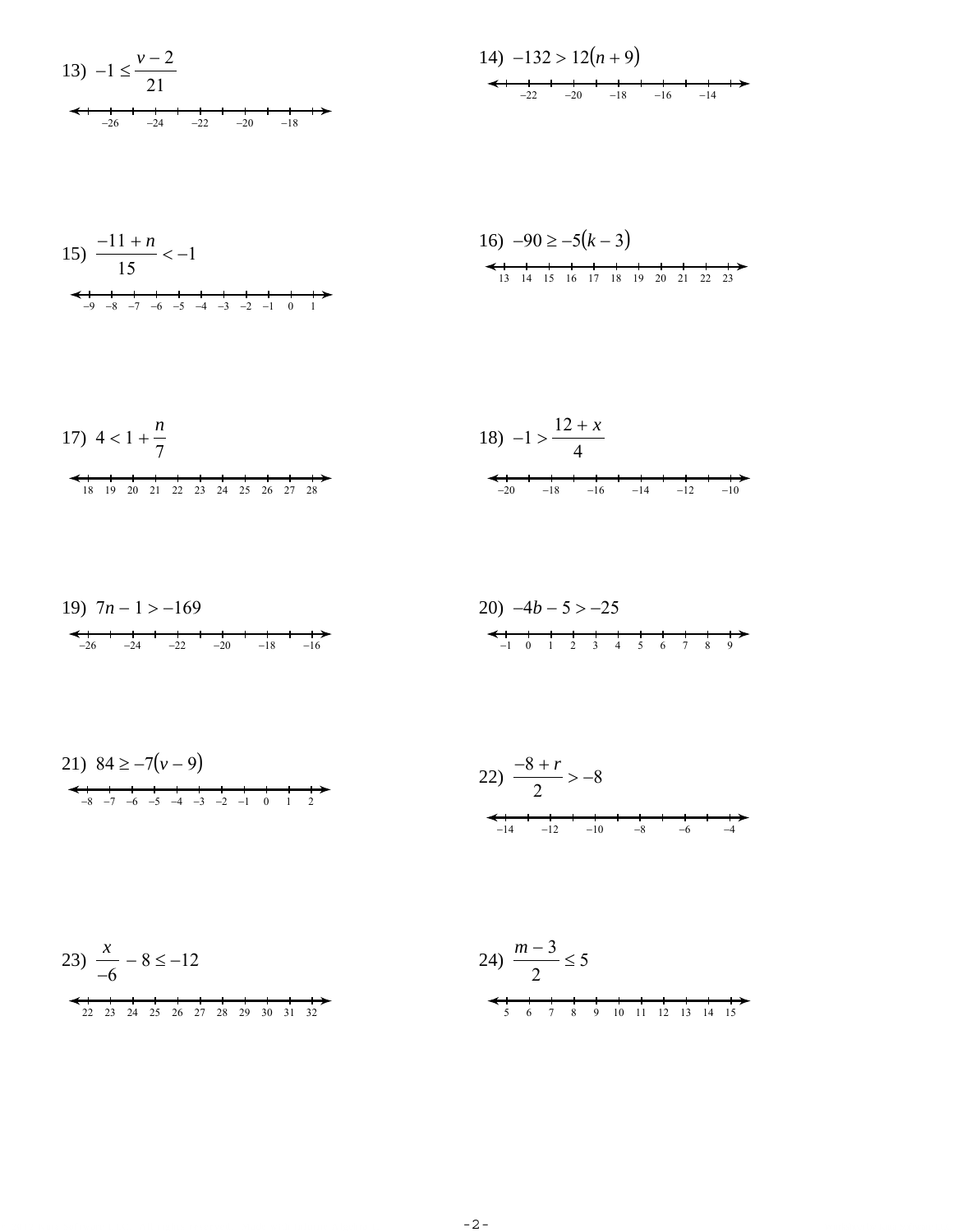13) $-1 \le \dfrac{v-2}{21}$

14) $-132 > 12(n+9)$

15) $\dfrac{-11+n}{15} < -1$

16) $-90 \ge -5(k-3)$

17) $4 < 1 + \dfrac{n}{7}$

18) $-1 > \dfrac{12+x}{4}$

19) $7n - 1 > -169$

20) $-4b - 5 > -25$

21) $84 \ge -7(v-9)$

22) $\dfrac{-8+r}{2} > -8$

23) $\dfrac{x}{-6} - 8 \le -12$

24) $\dfrac{m-3}{2} \le 5$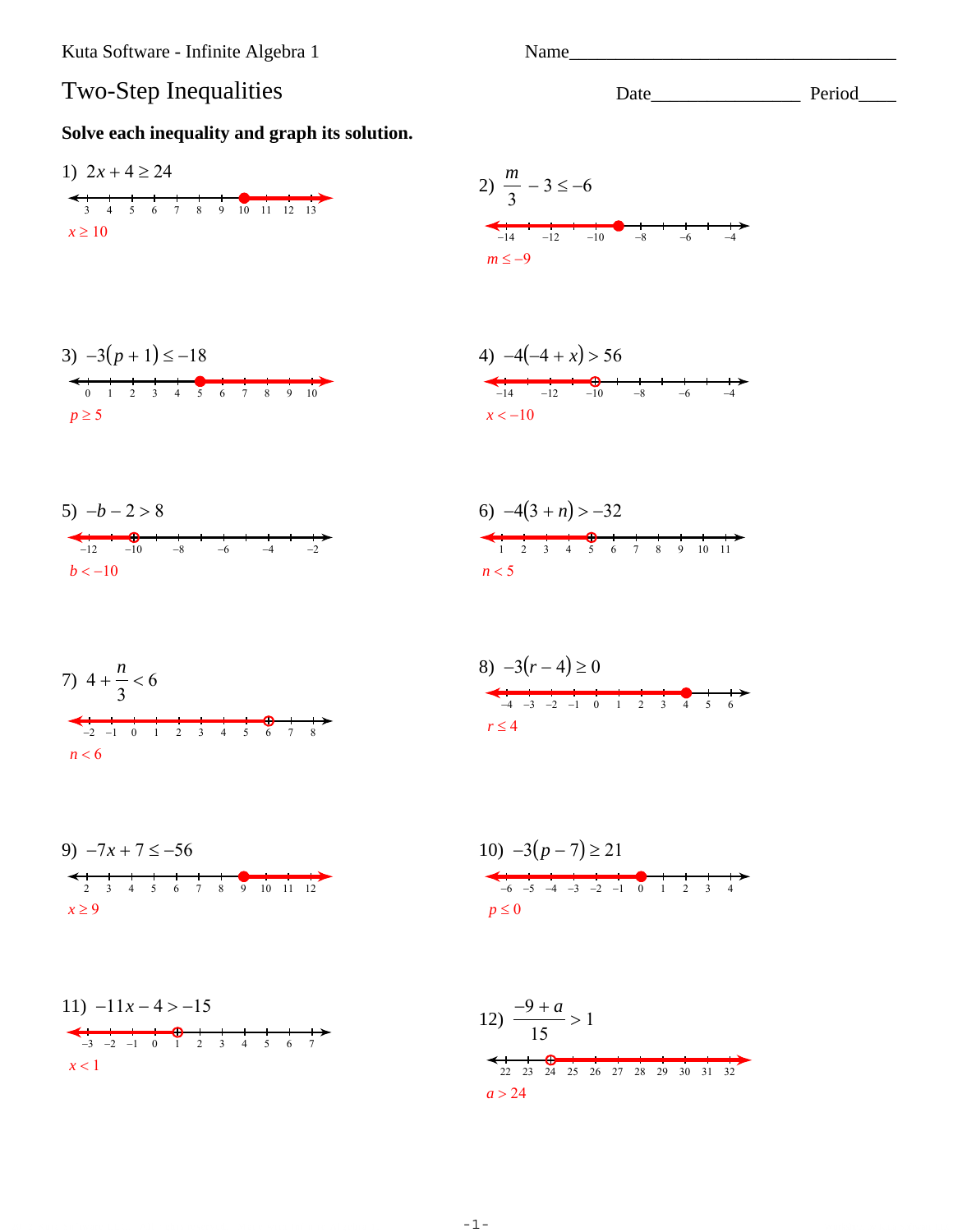Kuta Software - Infinite Algebra 1

Name\_\_\_\_\_\_\_\_\_\_\_\_\_\_\_\_\_\_\_\_\_\_\_\_\_\_\_\_\_\_\_\_\_\_\_

# Two-Step Inequalities

Date\_\_\_\_\_\_\_\_\_\_\_\_\_\_\_\_ Period\_\_\_\_

**Solve each inequality and graph its solution.**

1) $2x + 4 \geq 24$

$x \geq 10$

2) $\frac{m}{3} - 3 \leq -6$

$m \leq -9$

3) $-3(p + 1) \leq -18$

$p \geq 5$

4) $-4(-4 + x) > 56$

$x < -10$

5) $-b - 2 > 8$

$b < -10$

6) $-4(3 + n) > -32$

$n < 5$

7) $4 + \frac{n}{3} < 6$

$n < 6$

8) $-3(r - 4) \geq 0$

$r \leq 4$

9) $-7x + 7 \leq -56$

$x \geq 9$

10) $-3(p - 7) \geq 21$

$p \leq 0$

11) $-11x - 4 > -15$

$x < 1$

12) $\frac{-9 + a}{15} > 1$

$a > 24$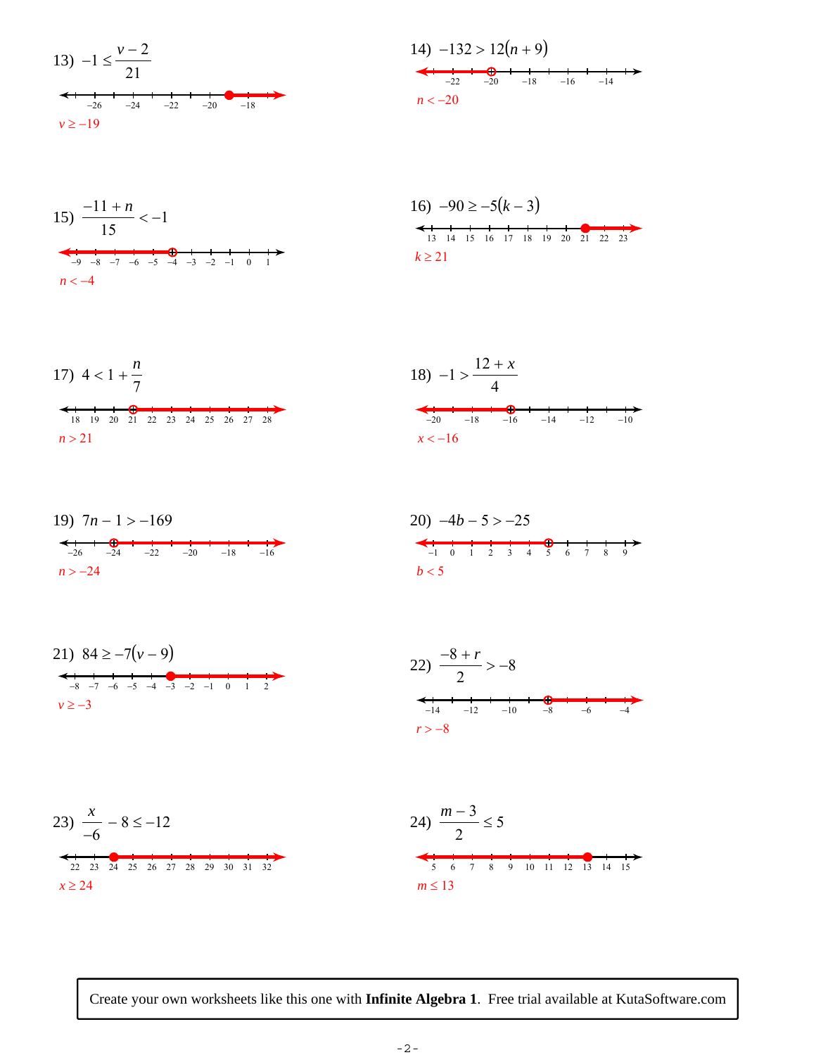13) $-1 \leq \frac{v-2}{21}$

−26 −24 −22 −20 −18

$v \geq -19$

14) $-132 > 12(n+9)$

−22 −20 −18 −16 −14

$n < -20$

15) $\frac{-11+n}{15} < -1$

−9 −8 −7 −6 −5 −4 −3 −2 −1 0 1

$n < -4$

16) $-90 \geq -5(k-3)$

13 14 15 16 17 18 19 20 21 22 23

$k \geq 21$

17) $4 < 1 + \frac{n}{7}$

18 19 20 21 22 23 24 25 26 27 28

$n > 21$

18) $-1 > \frac{12+x}{4}$

−20 −18 −16 −14 −12 −10

$x < -16$

19) $7n - 1 > -169$

−26 −24 −22 −20 −18 −16

$n > -24$

20) $-4b - 5 > -25$

−1 0 1 2 3 4 5 6 7 8 9

$b < 5$

21) $84 \geq -7(v-9)$

−8 −7 −6 −5 −4 −3 −2 −1 0 1 2

$v \geq -3$

22) $\frac{-8+r}{2} > -8$

−14 −12 −10 −8 −6 −4

$r > -8$

23) $\frac{x}{-6} - 8 \leq -12$

22 23 24 25 26 27 28 29 30 31 32

$x \geq 24$

24) $\frac{m-3}{2} \leq 5$

5 6 7 8 9 10 11 12 13 14 15

$m \leq 13$

Create your own worksheets like this one with **Infinite Algebra 1**. Free trial available at KutaSoftware.com